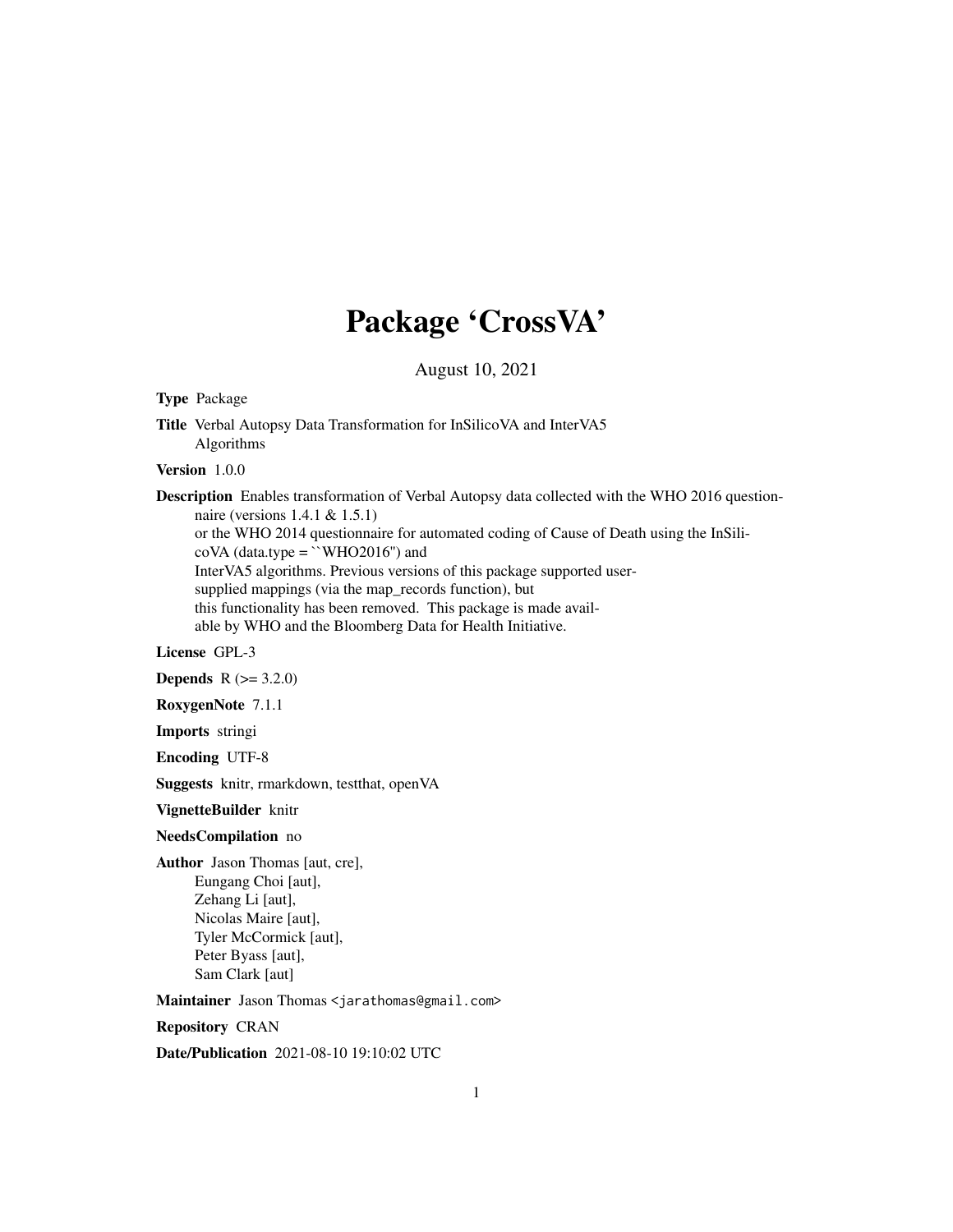# Package 'CrossVA'

August 10, 2021

**Type** Package

**Title** Verbal Autopsy Data Transformation for InSilicoVA and InterVA5 Algorithms

**Version** 1.0.0

**Description** Enables transformation of Verbal Autopsy data collected with the WHO 2016 questionnaire (versions 1.4.1 & 1.5.1) or the WHO 2014 questionnaire for automated coding of Cause of Death using the InSilicoVA (data.type = ``WHO2016'') and InterVA5 algorithms. Previous versions of this package supported user-supplied mappings (via the map_records function), but this functionality has been removed. This package is made available by WHO and the Bloomberg Data for Health Initiative.

**License** GPL-3

**Depends** R (>= 3.2.0)

**RoxygenNote** 7.1.1

**Imports** stringi

**Encoding** UTF-8

**Suggests** knitr, rmarkdown, testthat, openVA

**VignetteBuilder** knitr

**NeedsCompilation** no

**Author** Jason Thomas [aut, cre],
Eungang Choi [aut],
Zehang Li [aut],
Nicolas Maire [aut],
Tyler McCormick [aut],
Peter Byass [aut],
Sam Clark [aut]

**Maintainer** Jason Thomas <jarathomas@gmail.com>

**Repository** CRAN

**Date/Publication** 2021-08-10 19:10:02 UTC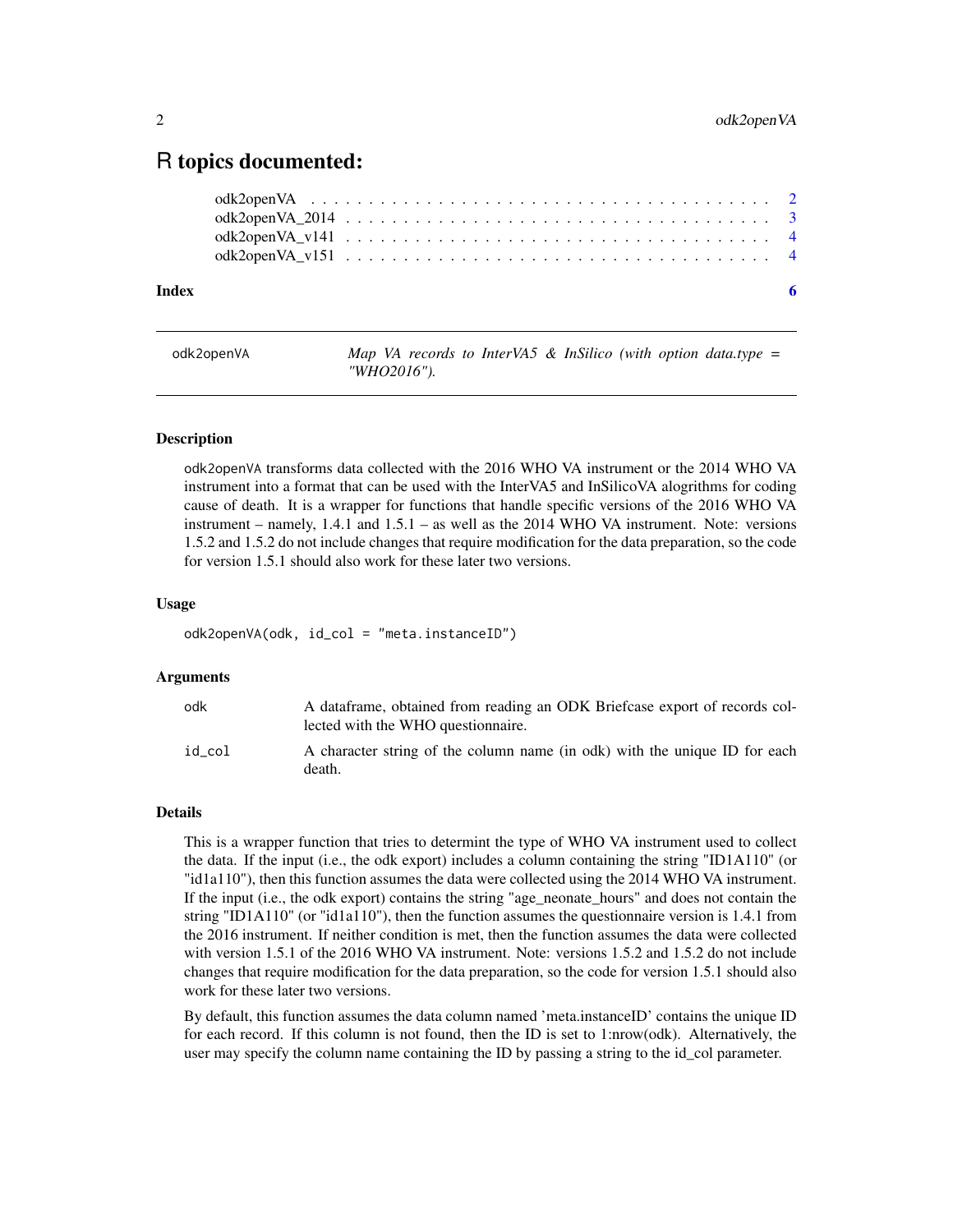# R topics documented:

odk2openVA . . . . . . . . . . . . . . . . . . . . . . . . . . . . . . . . . . . 2
odk2openVA_2014 . . . . . . . . . . . . . . . . . . . . . . . . . . . . . . . . 3
odk2openVA_v141 . . . . . . . . . . . . . . . . . . . . . . . . . . . . . . . . 4
odk2openVA_v151 . . . . . . . . . . . . . . . . . . . . . . . . . . . . . . . . 4

**Index** **6**

---

odk2openVA &nbsp;&nbsp;&nbsp;&nbsp; *Map VA records to InterVA5 & InSilico (with option data.type = "WHO2016").*

---

### Description

odk2openVA transforms data collected with the 2016 WHO VA instrument or the 2014 WHO VA instrument into a format that can be used with the InterVA5 and InSilicoVA alogrithms for coding cause of death. It is a wrapper for functions that handle specific versions of the 2016 WHO VA instrument – namely, 1.4.1 and 1.5.1 – as well as the 2014 WHO VA instrument. Note: versions 1.5.2 and 1.5.2 do not include changes that require modification for the data preparation, so the code for version 1.5.1 should also work for these later two versions.

### Usage

```
odk2openVA(odk, id_col = "meta.instanceID")
```

### Arguments

| | |
|---|---|
| odk | A dataframe, obtained from reading an ODK Briefcase export of records collected with the WHO questionnaire. |
| id_col | A character string of the column name (in odk) with the unique ID for each death. |

### Details

This is a wrapper function that tries to determint the type of WHO VA instrument used to collect the data. If the input (i.e., the odk export) includes a column containing the string "ID1A110" (or "id1a110"), then this function assumes the data were collected using the 2014 WHO VA instrument. If the input (i.e., the odk export) contains the string "age_neonate_hours" and does not contain the string "ID1A110" (or "id1a110"), then the function assumes the questionnaire version is 1.4.1 from the 2016 instrument. If neither condition is met, then the function assumes the data were collected with version 1.5.1 of the 2016 WHO VA instrument. Note: versions 1.5.2 and 1.5.2 do not include changes that require modification for the data preparation, so the code for version 1.5.1 should also work for these later two versions.

By default, this function assumes the data column named 'meta.instanceID' contains the unique ID for each record. If this column is not found, then the ID is set to 1:nrow(odk). Alternatively, the user may specify the column name containing the ID by passing a string to the id_col parameter.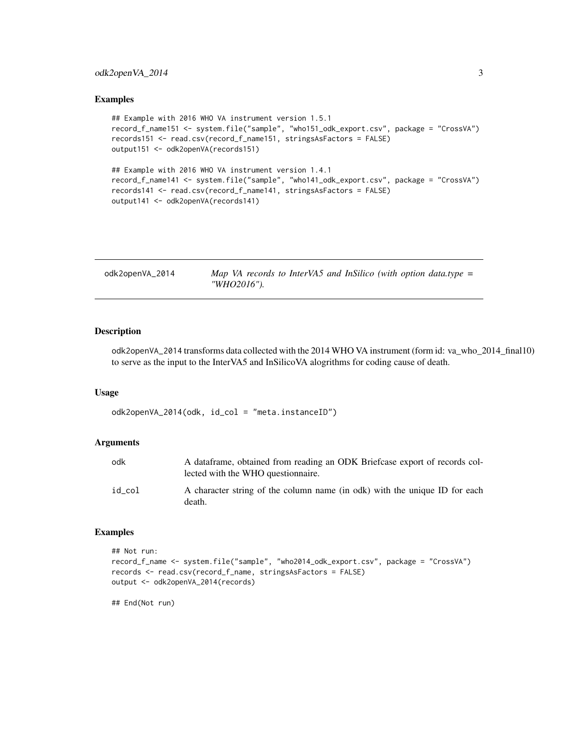### Examples

```
## Example with 2016 WHO VA instrument version 1.5.1
record_f_name151 <- system.file("sample", "who151_odk_export.csv", package = "CrossVA")
records151 <- read.csv(record_f_name151, stringsAsFactors = FALSE)
output151 <- odk2openVA(records151)

## Example with 2016 WHO VA instrument version 1.4.1
record_f_name141 <- system.file("sample", "who141_odk_export.csv", package = "CrossVA")
records141 <- read.csv(record_f_name141, stringsAsFactors = FALSE)
output141 <- odk2openVA(records141)
```

---

## odk2openVA_2014 — *Map VA records to InterVA5 and InSilico (with option data.type = "WHO2016").*

---

### Description

odk2openVA_2014 transforms data collected with the 2014 WHO VA instrument (form id: va_who_2014_final10) to serve as the input to the InterVA5 and InSilicoVA alogrithms for coding cause of death.

### Usage

```
odk2openVA_2014(odk, id_col = "meta.instanceID")
```

### Arguments

| | |
|---|---|
| odk | A dataframe, obtained from reading an ODK Briefcase export of records collected with the WHO questionnaire. |
| id_col | A character string of the column name (in odk) with the unique ID for each death. |

### Examples

```
## Not run:
record_f_name <- system.file("sample", "who2014_odk_export.csv", package = "CrossVA")
records <- read.csv(record_f_name, stringsAsFactors = FALSE)
output <- odk2openVA_2014(records)

## End(Not run)
```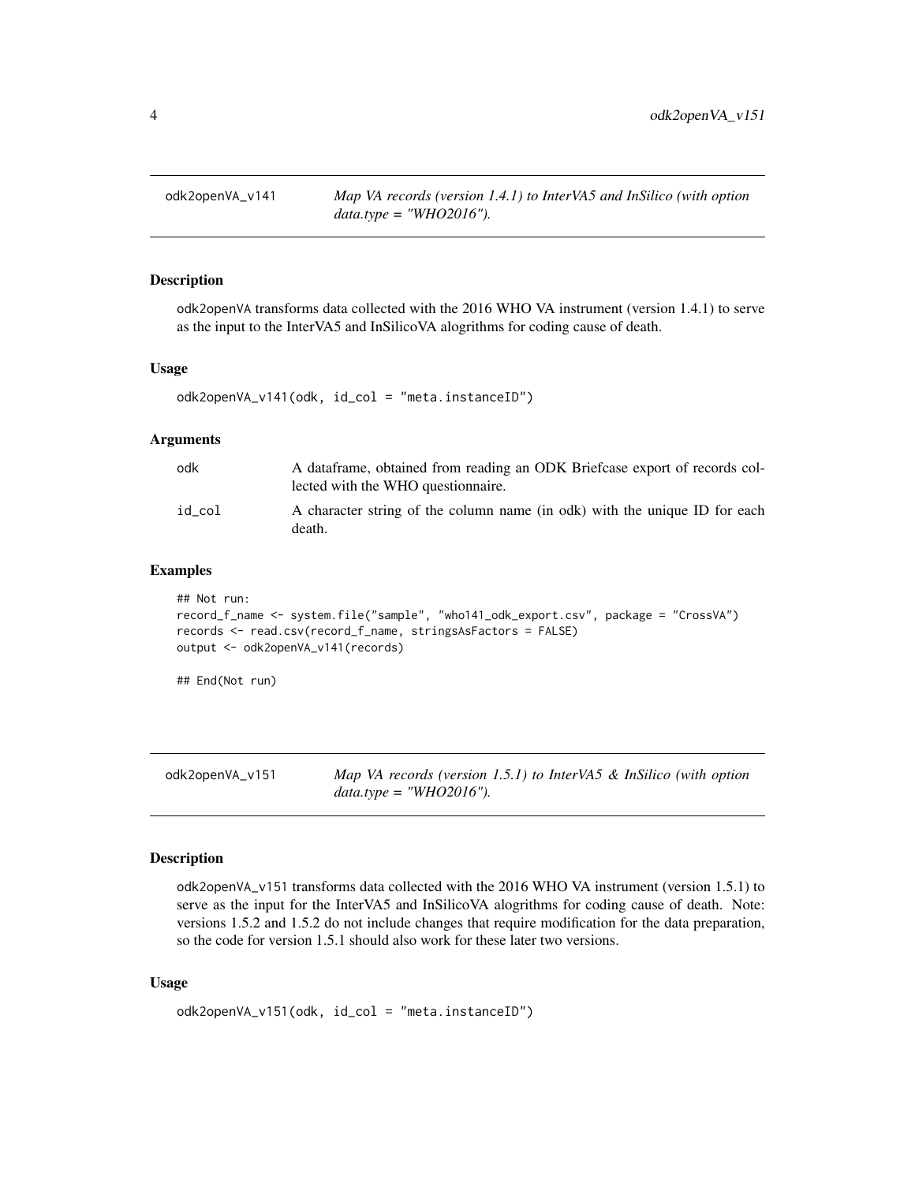## odk2openVA_v141 — *Map VA records (version 1.4.1) to InterVA5 and InSilico (with option data.type = "WHO2016").*

### Description

odk2openVA transforms data collected with the 2016 WHO VA instrument (version 1.4.1) to serve as the input to the InterVA5 and InSilicoVA alogrithms for coding cause of death.

### Usage

```
odk2openVA_v141(odk, id_col = "meta.instanceID")
```

### Arguments

| | |
|---|---|
| odk | A dataframe, obtained from reading an ODK Briefcase export of records collected with the WHO questionnaire. |
| id_col | A character string of the column name (in odk) with the unique ID for each death. |

### Examples

```
## Not run:
record_f_name <- system.file("sample", "who141_odk_export.csv", package = "CrossVA")
records <- read.csv(record_f_name, stringsAsFactors = FALSE)
output <- odk2openVA_v141(records)

## End(Not run)
```

## odk2openVA_v151 — *Map VA records (version 1.5.1) to InterVA5 & InSilico (with option data.type = "WHO2016").*

### Description

odk2openVA_v151 transforms data collected with the 2016 WHO VA instrument (version 1.5.1) to serve as the input for the InterVA5 and InSilicoVA alogrithms for coding cause of death. Note: versions 1.5.2 and 1.5.2 do not include changes that require modification for the data preparation, so the code for version 1.5.1 should also work for these later two versions.

### Usage

```
odk2openVA_v151(odk, id_col = "meta.instanceID")
```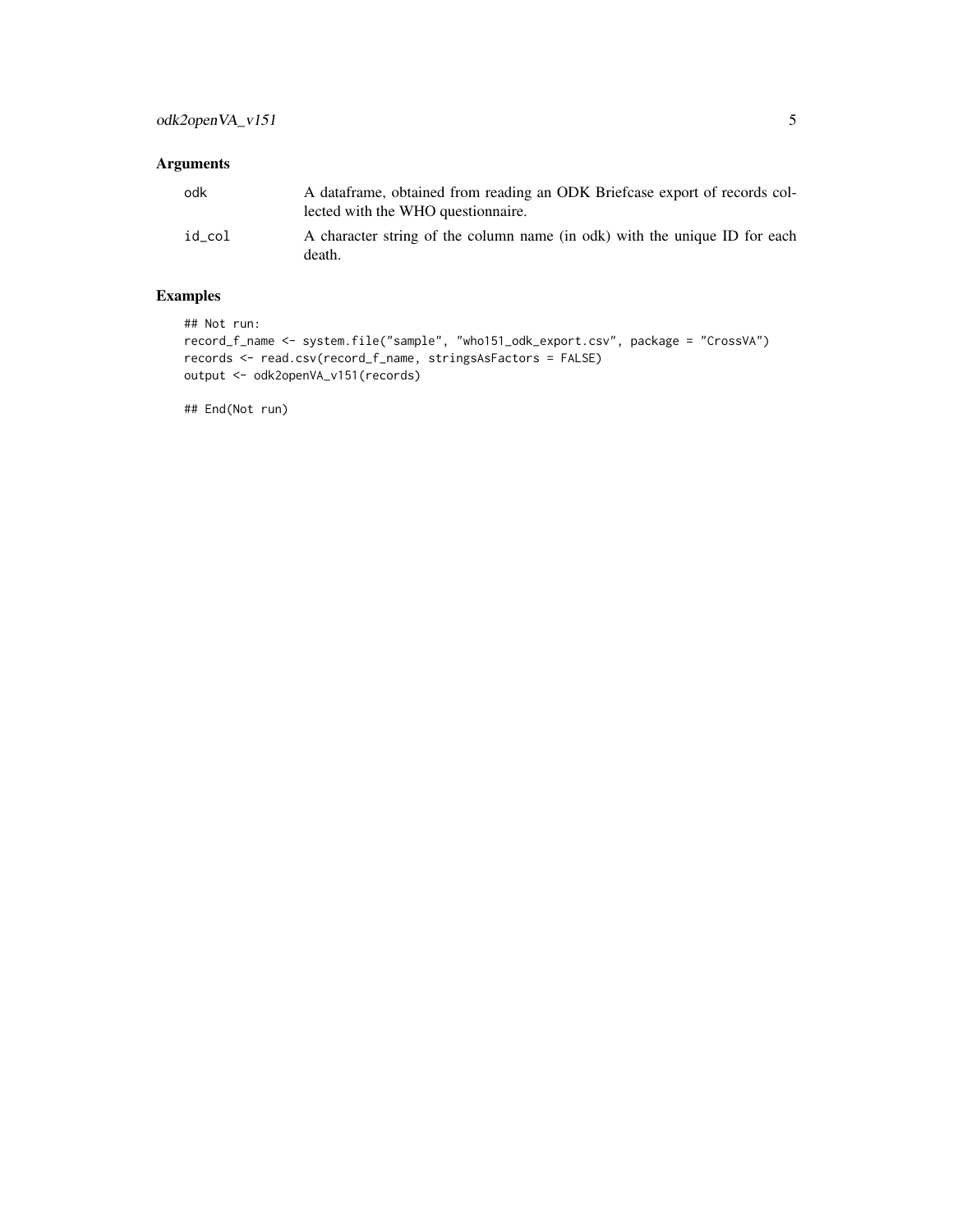## Arguments

| | |
|---|---|
| odk | A dataframe, obtained from reading an ODK Briefcase export of records collected with the WHO questionnaire. |
| id_col | A character string of the column name (in odk) with the unique ID for each death. |

## Examples

```
## Not run:
record_f_name <- system.file("sample", "who151_odk_export.csv", package = "CrossVA")
records <- read.csv(record_f_name, stringsAsFactors = FALSE)
output <- odk2openVA_v151(records)

## End(Not run)
```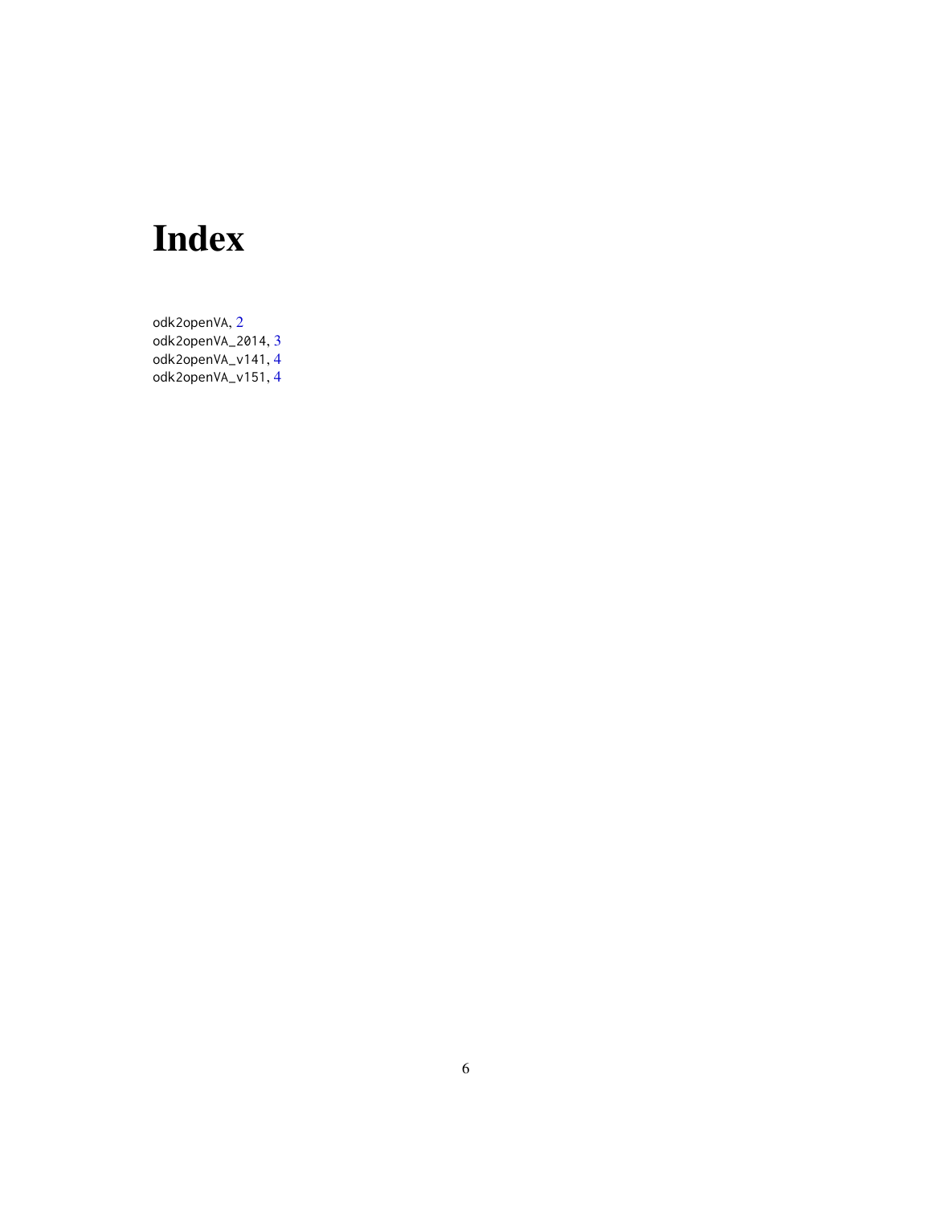# Index

odk2openVA, 2
odk2openVA_2014, 3
odk2openVA_v141, 4
odk2openVA_v151, 4